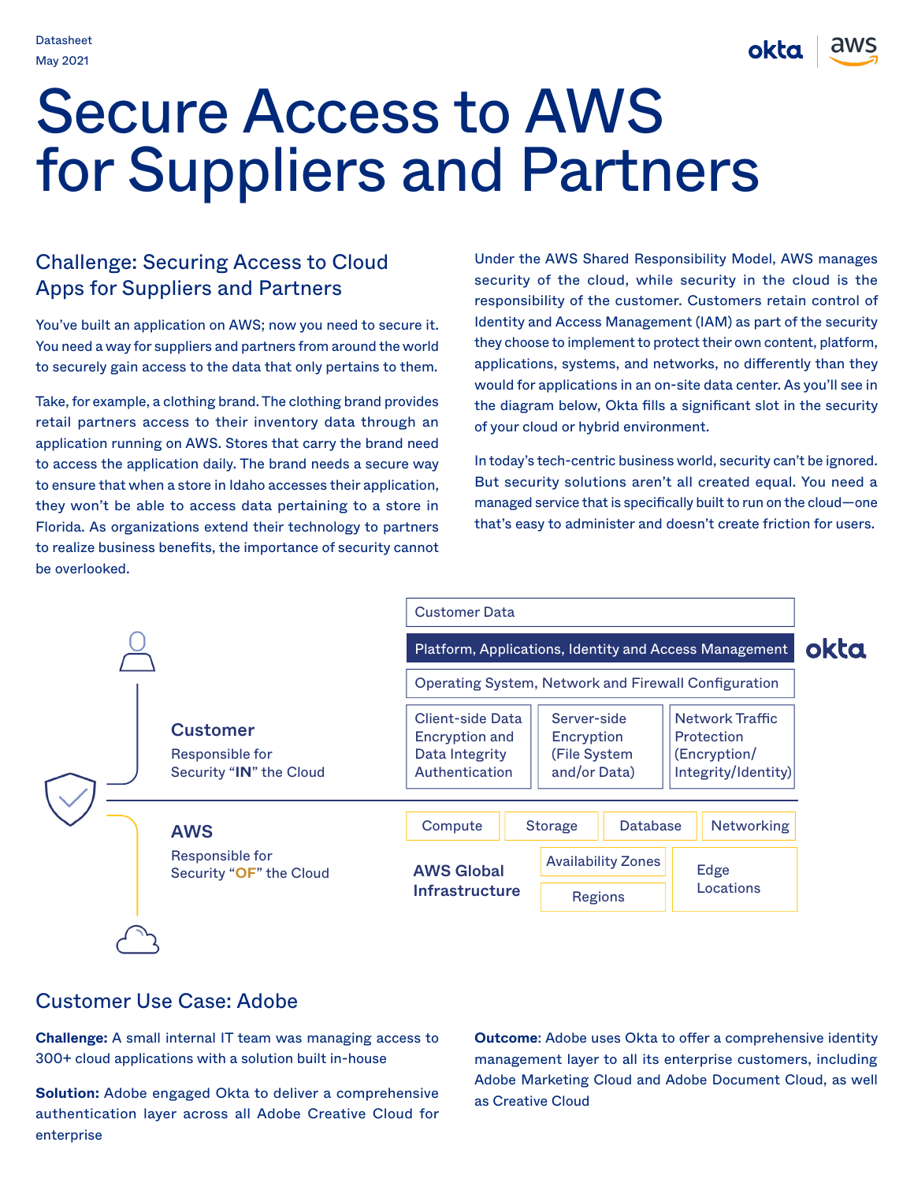Datasheet
May 2021

# Secure Access to AWS for Suppliers and Partners

## Challenge: Securing Access to Cloud Apps for Suppliers and Partners

You've built an application on AWS; now you need to secure it. You need a way for suppliers and partners from around the world to securely gain access to the data that only pertains to them.

Take, for example, a clothing brand. The clothing brand provides retail partners access to their inventory data through an application running on AWS. Stores that carry the brand need to access the application daily. The brand needs a secure way to ensure that when a store in Idaho accesses their application, they won't be able to access data pertaining to a store in Florida. As organizations extend their technology to partners to realize business benefits, the importance of security cannot be overlooked.

Under the AWS Shared Responsibility Model, AWS manages security of the cloud, while security in the cloud is the responsibility of the customer. Customers retain control of Identity and Access Management (IAM) as part of the security they choose to implement to protect their own content, platform, applications, systems, and networks, no differently than they would for applications in an on-site data center. As you'll see in the diagram below, Okta fills a significant slot in the security of your cloud or hybrid environment.

In today's tech-centric business world, security can't be ignored. But security solutions aren't all created equal. You need a managed service that is specifically built to run on the cloud—one that's easy to administer and doesn't create friction for users.

**Customer**
Responsible for Security "**IN**" the Cloud

- Customer Data
- Platform, Applications, Identity and Access Management — okta
- Operating System, Network and Firewall Configuration
- Client-side Data Encryption and Data Integrity Authentication
- Server-side Encryption (File System and/or Data)
- Network Traffic Protection (Encryption/ Integrity/Identity)

**AWS**
Responsible for Security "**OF**" the Cloud

- Compute
- Storage
- Database
- Networking
- **AWS Global Infrastructure**: Availability Zones, Regions, Edge Locations

## Customer Use Case: Adobe

**Challenge:** A small internal IT team was managing access to 300+ cloud applications with a solution built in-house

**Solution:** Adobe engaged Okta to deliver a comprehensive authentication layer across all Adobe Creative Cloud for enterprise

**Outcome**: Adobe uses Okta to offer a comprehensive identity management layer to all its enterprise customers, including Adobe Marketing Cloud and Adobe Document Cloud, as well as Creative Cloud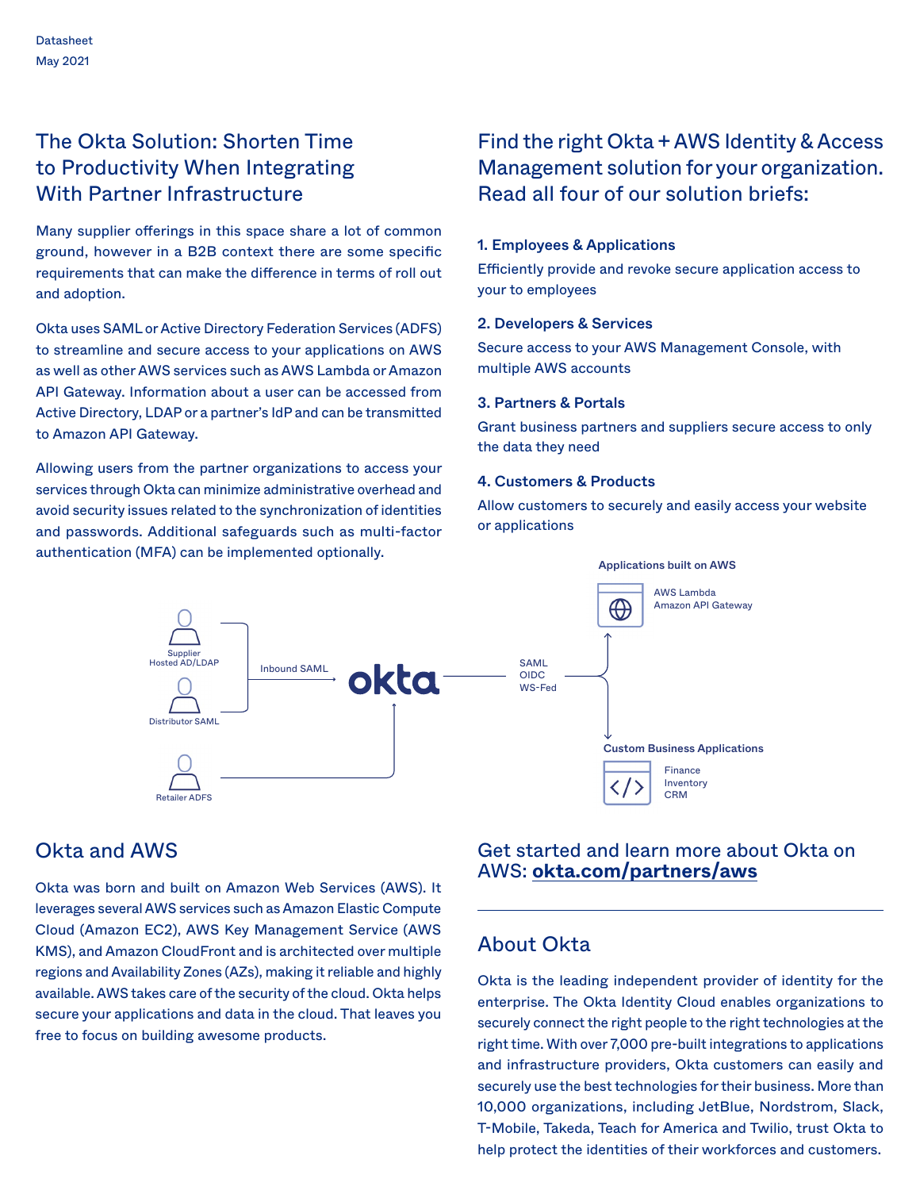Datasheet
May 2021

## The Okta Solution: Shorten Time to Productivity When Integrating With Partner Infrastructure

Many supplier offerings in this space share a lot of common ground, however in a B2B context there are some specific requirements that can make the difference in terms of roll out and adoption.

Okta uses SAML or Active Directory Federation Services (ADFS) to streamline and secure access to your applications on AWS as well as other AWS services such as AWS Lambda or Amazon API Gateway. Information about a user can be accessed from Active Directory, LDAP or a partner's IdP and can be transmitted to Amazon API Gateway.

Allowing users from the partner organizations to access your services through Okta can minimize administrative overhead and avoid security issues related to the synchronization of identities and passwords. Additional safeguards such as multi-factor authentication (MFA) can be implemented optionally.

## Find the right Okta + AWS Identity & Access Management solution for your organization. Read all four of our solution briefs:

**1. Employees & Applications**

Efficiently provide and revoke secure application access to your to employees

**2. Developers & Services**

Secure access to your AWS Management Console, with multiple AWS accounts

**3. Partners & Portals**

Grant business partners and suppliers secure access to only the data they need

**4. Customers & Products**

Allow customers to securely and easily access your website or applications

Supplier Hosted AD/LDAP
Distributor SAML
Retailer ADFS
Inbound SAML
okta
SAML
OIDC
WS-Fed
Applications built on AWS
AWS Lambda
Amazon API Gateway
Custom Business Applications
Finance
Inventory
CRM

## Okta and AWS

Okta was born and built on Amazon Web Services (AWS). It leverages several AWS services such as Amazon Elastic Compute Cloud (Amazon EC2), AWS Key Management Service (AWS KMS), and Amazon CloudFront and is architected over multiple regions and Availability Zones (AZs), making it reliable and highly available. AWS takes care of the security of the cloud. Okta helps secure your applications and data in the cloud. That leaves you free to focus on building awesome products.

## Get started and learn more about Okta on AWS: **okta.com/partners/aws**

## About Okta

Okta is the leading independent provider of identity for the enterprise. The Okta Identity Cloud enables organizations to securely connect the right people to the right technologies at the right time. With over 7,000 pre-built integrations to applications and infrastructure providers, Okta customers can easily and securely use the best technologies for their business. More than 10,000 organizations, including JetBlue, Nordstrom, Slack, T-Mobile, Takeda, Teach for America and Twilio, trust Okta to help protect the identities of their workforces and customers.